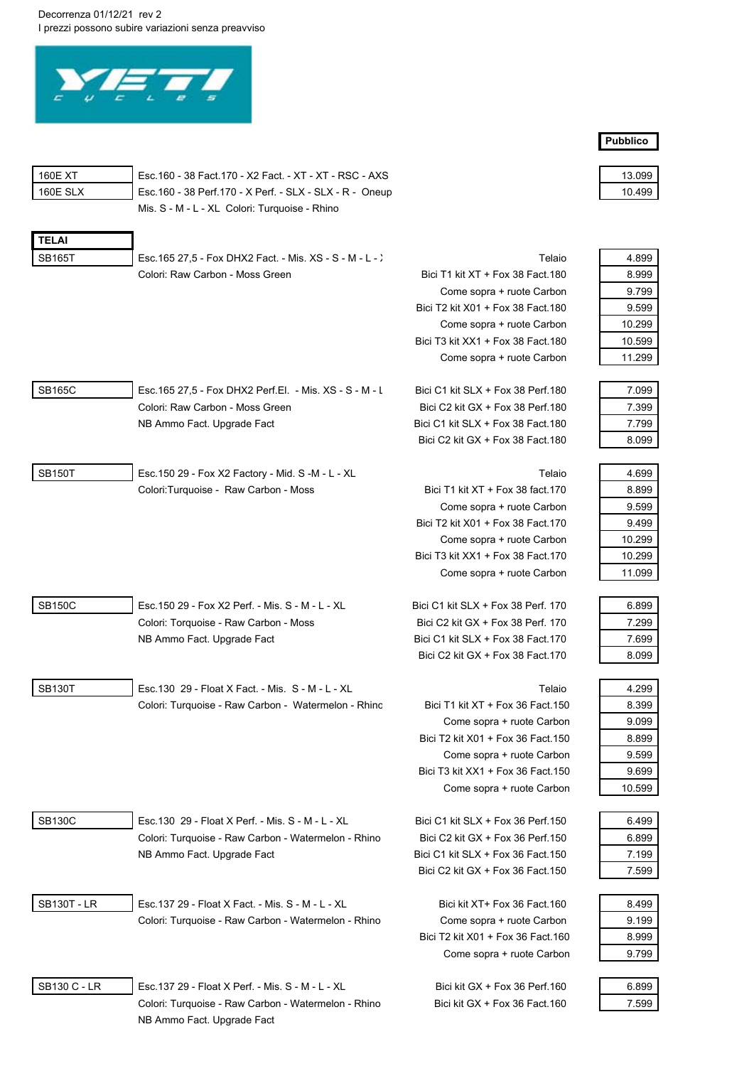Decorrenza 01/12/21 rev 2
I prezzi possono subire variazioni senza preavviso

| Modello | Descrizione | Versione | Pubblico |
|---|---|---|---|
| 160E XT | Esc.160 - 38 Fact.170 - X2 Fact. - XT - XT - RSC - AXS | | 13.099 |
| 160E SLX | Esc.160 - 38 Perf.170 - X Perf. - SLX - SLX - R - Oneup | | 10.499 |
| | Mis. S - M - L - XL Colori: Turquoise - Rhino | | |

**TELAI**

| Modello | Descrizione | Versione | Pubblico |
|---|---|---|---|
| SB165T | Esc.165 27,5 - Fox DHX2 Fact. - Mis. XS - S - M - L - X | Telaio | 4.899 |
| | Colori: Raw Carbon - Moss Green | Bici T1 kit XT + Fox 38 Fact.180 | 8.999 |
| | | Come sopra + ruote Carbon | 9.799 |
| | | Bici T2 kit X01 + Fox 38 Fact.180 | 9.599 |
| | | Come sopra + ruote Carbon | 10.299 |
| | | Bici T3 kit XX1 + Fox 38 Fact.180 | 10.599 |
| | | Come sopra + ruote Carbon | 11.299 |
| SB165C | Esc.165 27,5 - Fox DHX2 Perf.El. - Mis. XS - S - M - L | Bici C1 kit SLX + Fox 38 Perf.180 | 7.099 |
| | Colori: Raw Carbon - Moss Green | Bici C2 kit GX + Fox 38 Perf.180 | 7.399 |
| | NB Ammo Fact. Upgrade Fact | Bici C1 kit SLX + Fox 38 Fact.180 | 7.799 |
| | | Bici C2 kit GX + Fox 38 Fact.180 | 8.099 |
| SB150T | Esc.150 29 - Fox X2 Factory - Mid. S -M - L - XL | Telaio | 4.699 |
| | Colori:Turquoise - Raw Carbon - Moss | Bici T1 kit XT + Fox 38 fact.170 | 8.899 |
| | | Come sopra + ruote Carbon | 9.599 |
| | | Bici T2 kit X01 + Fox 38 Fact.170 | 9.499 |
| | | Come sopra + ruote Carbon | 10.299 |
| | | Bici T3 kit XX1 + Fox 38 Fact.170 | 10.299 |
| | | Come sopra + ruote Carbon | 11.099 |
| SB150C | Esc.150 29 - Fox X2 Perf. - Mis. S - M - L - XL | Bici C1 kit SLX + Fox 38 Perf. 170 | 6.899 |
| | Colori: Torquoise - Raw Carbon - Moss | Bici C2 kit GX + Fox 38 Perf. 170 | 7.299 |
| | NB Ammo Fact. Upgrade Fact | Bici C1 kit SLX + Fox 38 Fact.170 | 7.699 |
| | | Bici C2 kit GX + Fox 38 Fact.170 | 8.099 |
| SB130T | Esc.130 29 - Float X Fact. - Mis. S - M - L - XL | Telaio | 4.299 |
| | Colori: Turquoise - Raw Carbon - Watermelon - Rhino | Bici T1 kit XT + Fox 36 Fact.150 | 8.399 |
| | | Come sopra + ruote Carbon | 9.099 |
| | | Bici T2 kit X01 + Fox 36 Fact.150 | 8.899 |
| | | Come sopra + ruote Carbon | 9.599 |
| | | Bici T3 kit XX1 + Fox 36 Fact.150 | 9.699 |
| | | Come sopra + ruote Carbon | 10.599 |
| SB130C | Esc.130 29 - Float X Perf. - Mis. S - M - L - XL | Bici C1 kit SLX + Fox 36 Perf.150 | 6.499 |
| | Colori: Turquoise - Raw Carbon - Watermelon - Rhino | Bici C2 kit GX + Fox 36 Perf.150 | 6.899 |
| | NB Ammo Fact. Upgrade Fact | Bici C1 kit SLX + Fox 36 Fact.150 | 7.199 |
| | | Bici C2 kit GX + Fox 36 Fact.150 | 7.599 |
| SB130T - LR | Esc.137 29 - Float X Fact. - Mis. S - M - L - XL | Bici kit XT+ Fox 36 Fact.160 | 8.499 |
| | Colori: Turquoise - Raw Carbon - Watermelon - Rhino | Come sopra + ruote Carbon | 9.199 |
| | | Bici T2 kit X01 + Fox 36 Fact.160 | 8.999 |
| | | Come sopra + ruote Carbon | 9.799 |
| SB130 C - LR | Esc.137 29 - Float X Perf. - Mis. S - M - L - XL | Bici kit GX + Fox 36 Perf.160 | 6.899 |
| | Colori: Turquoise - Raw Carbon - Watermelon - Rhino | Bici kit GX + Fox 36 Fact.160 | 7.599 |
| | NB Ammo Fact. Upgrade Fact | | |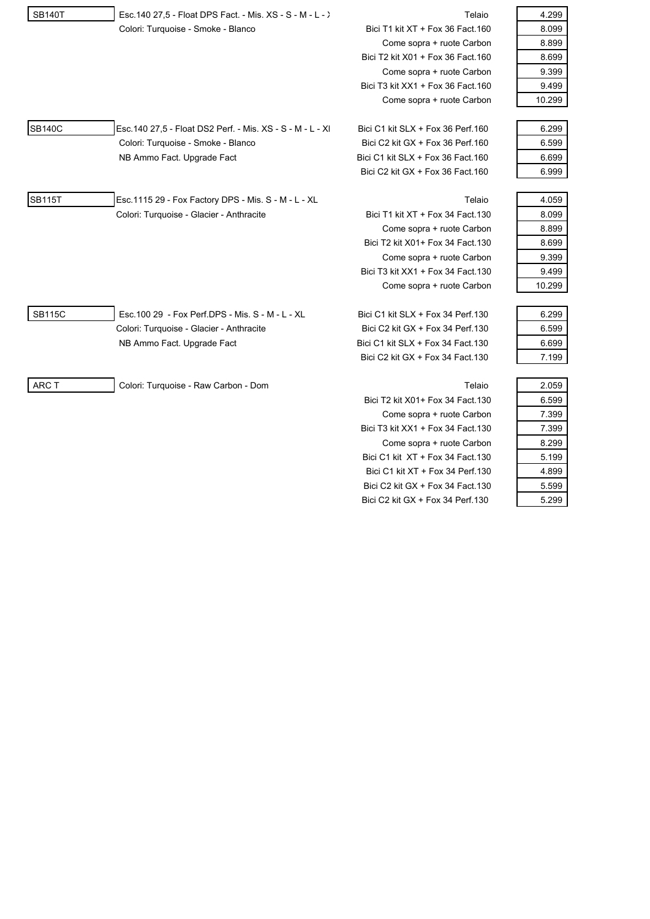| | | | |
|---|---|---|---|
| SB140T | Esc.140 27,5 - Float DPS Fact. - Mis. XS - S - M - L - X | Telaio | 4.299 |
| | Colori: Turquoise - Smoke - Blanco | Bici T1 kit XT + Fox 36 Fact.160 | 8.099 |
| | | Come sopra + ruote Carbon | 8.899 |
| | | Bici T2 kit X01 + Fox 36 Fact.160 | 8.699 |
| | | Come sopra + ruote Carbon | 9.399 |
| | | Bici T3 kit XX1 + Fox 36 Fact.160 | 9.499 |
| | | Come sopra + ruote Carbon | 10.299 |
| SB140C | Esc.140 27,5 - Float DS2 Perf. - Mis. XS - S - M - L - Xl | Bici C1 kit SLX + Fox 36 Perf.160 | 6.299 |
| | Colori: Turquoise - Smoke - Blanco | Bici C2 kit GX + Fox 36 Perf.160 | 6.599 |
| | NB Ammo Fact. Upgrade Fact | Bici C1 kit SLX + Fox 36 Fact.160 | 6.699 |
| | | Bici C2 kit GX + Fox 36 Fact.160 | 6.999 |
| SB115T | Esc.1115 29 - Fox Factory DPS - Mis. S - M - L - XL | Telaio | 4.059 |
| | Colori: Turquoise - Glacier - Anthracite | Bici T1 kit XT + Fox 34 Fact.130 | 8.099 |
| | | Come sopra + ruote Carbon | 8.899 |
| | | Bici T2 kit X01+ Fox 34 Fact.130 | 8.699 |
| | | Come sopra + ruote Carbon | 9.399 |
| | | Bici T3 kit XX1 + Fox 34 Fact.130 | 9.499 |
| | | Come sopra + ruote Carbon | 10.299 |
| SB115C | Esc.100 29 - Fox Perf.DPS - Mis. S - M - L - XL | Bici C1 kit SLX + Fox 34 Perf.130 | 6.299 |
| | Colori: Turquoise - Glacier - Anthracite | Bici C2 kit GX + Fox 34 Perf.130 | 6.599 |
| | NB Ammo Fact. Upgrade Fact | Bici C1 kit SLX + Fox 34 Fact.130 | 6.699 |
| | | Bici C2 kit GX + Fox 34 Fact.130 | 7.199 |
| ARC T | Colori: Turquoise - Raw Carbon - Dom | Telaio | 2.059 |
| | | Bici T2 kit X01+ Fox 34 Fact.130 | 6.599 |
| | | Come sopra + ruote Carbon | 7.399 |
| | | Bici T3 kit XX1 + Fox 34 Fact.130 | 7.399 |
| | | Come sopra + ruote Carbon | 8.299 |
| | | Bici C1 kit XT + Fox 34 Fact.130 | 5.199 |
| | | Bici C1 kit XT + Fox 34 Perf.130 | 4.899 |
| | | Bici C2 kit GX + Fox 34 Fact.130 | 5.599 |
| | | Bici C2 kit GX + Fox 34 Perf.130 | 5.299 |